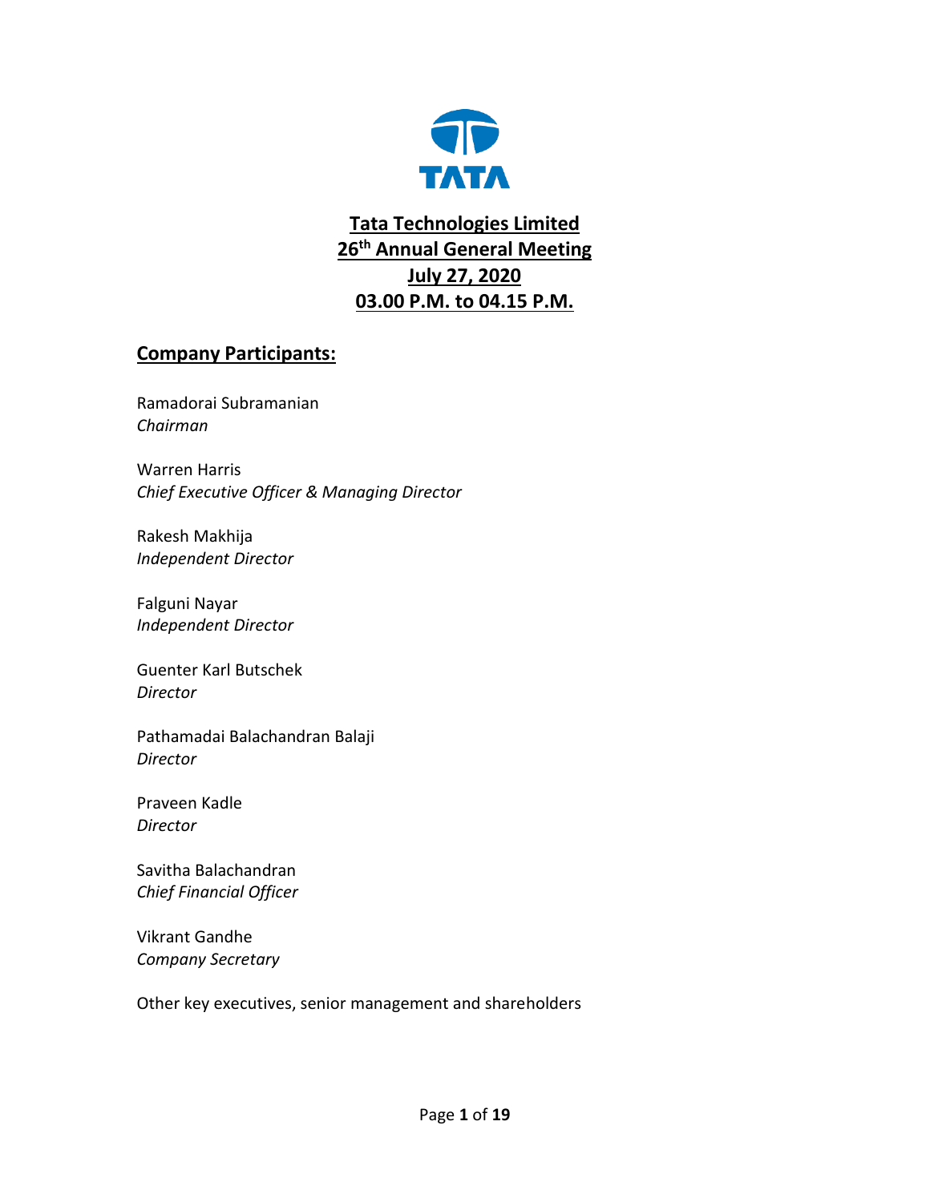# Tata Technologies Limited
# 26th Annual General Meeting
# July 27, 2020
# 03.00 P.M. to 04.15 P.M.

## Company Participants:

Ramadorai Subramanian
*Chairman*

Warren Harris
*Chief Executive Officer & Managing Director*

Rakesh Makhija
*Independent Director*

Falguni Nayar
*Independent Director*

Guenter Karl Butschek
*Director*

Pathamadai Balachandran Balaji
*Director*

Praveen Kadle
*Director*

Savitha Balachandran
*Chief Financial Officer*

Vikrant Gandhe
*Company Secretary*

Other key executives, senior management and shareholders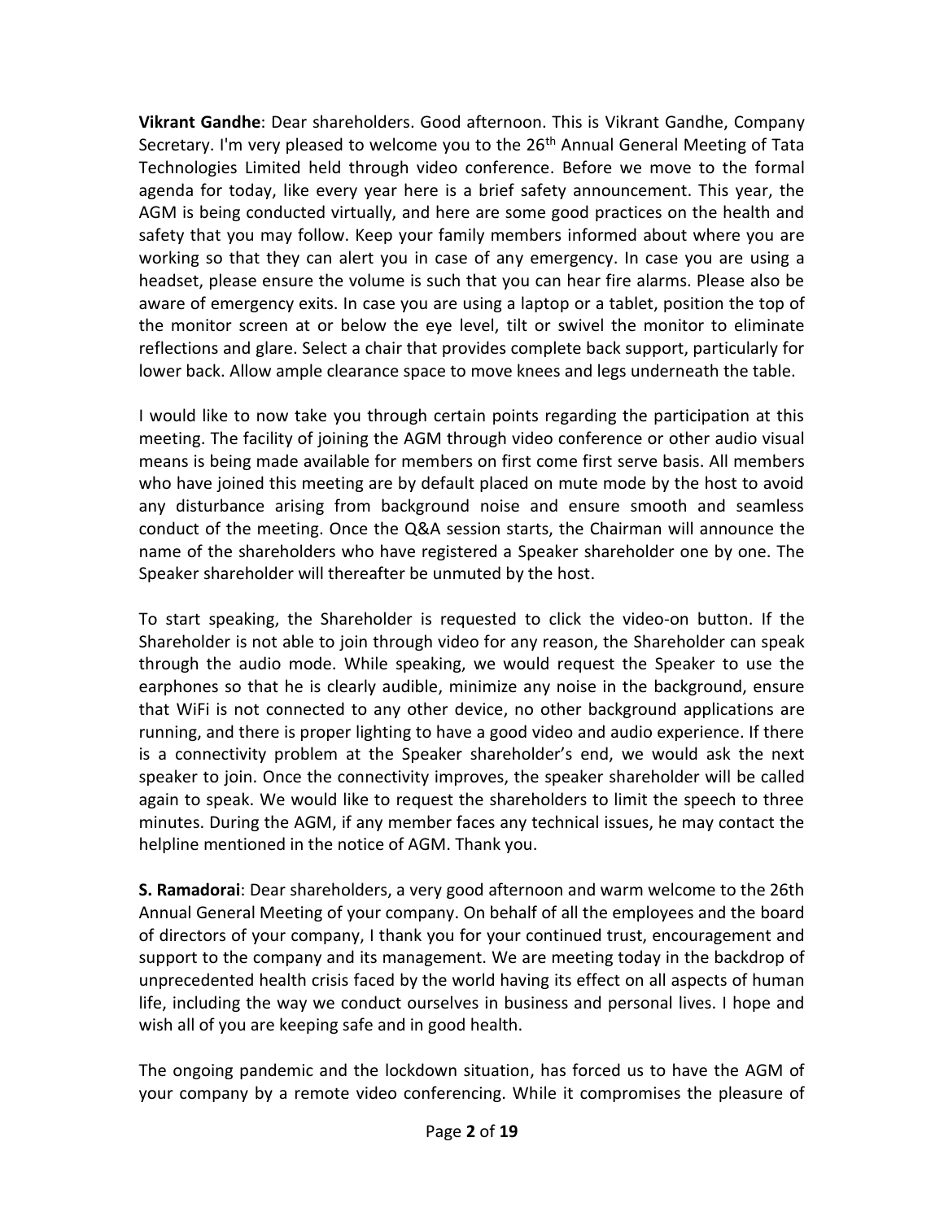**Vikrant Gandhe**: Dear shareholders. Good afternoon. This is Vikrant Gandhe, Company Secretary. I'm very pleased to welcome you to the 26th Annual General Meeting of Tata Technologies Limited held through video conference. Before we move to the formal agenda for today, like every year here is a brief safety announcement. This year, the AGM is being conducted virtually, and here are some good practices on the health and safety that you may follow. Keep your family members informed about where you are working so that they can alert you in case of any emergency. In case you are using a headset, please ensure the volume is such that you can hear fire alarms. Please also be aware of emergency exits. In case you are using a laptop or a tablet, position the top of the monitor screen at or below the eye level, tilt or swivel the monitor to eliminate reflections and glare. Select a chair that provides complete back support, particularly for lower back. Allow ample clearance space to move knees and legs underneath the table.

I would like to now take you through certain points regarding the participation at this meeting. The facility of joining the AGM through video conference or other audio visual means is being made available for members on first come first serve basis. All members who have joined this meeting are by default placed on mute mode by the host to avoid any disturbance arising from background noise and ensure smooth and seamless conduct of the meeting. Once the Q&A session starts, the Chairman will announce the name of the shareholders who have registered a Speaker shareholder one by one. The Speaker shareholder will thereafter be unmuted by the host.

To start speaking, the Shareholder is requested to click the video-on button. If the Shareholder is not able to join through video for any reason, the Shareholder can speak through the audio mode. While speaking, we would request the Speaker to use the earphones so that he is clearly audible, minimize any noise in the background, ensure that WiFi is not connected to any other device, no other background applications are running, and there is proper lighting to have a good video and audio experience. If there is a connectivity problem at the Speaker shareholder's end, we would ask the next speaker to join. Once the connectivity improves, the speaker shareholder will be called again to speak. We would like to request the shareholders to limit the speech to three minutes. During the AGM, if any member faces any technical issues, he may contact the helpline mentioned in the notice of AGM. Thank you.

**S. Ramadorai**: Dear shareholders, a very good afternoon and warm welcome to the 26th Annual General Meeting of your company. On behalf of all the employees and the board of directors of your company, I thank you for your continued trust, encouragement and support to the company and its management. We are meeting today in the backdrop of unprecedented health crisis faced by the world having its effect on all aspects of human life, including the way we conduct ourselves in business and personal lives. I hope and wish all of you are keeping safe and in good health.

The ongoing pandemic and the lockdown situation, has forced us to have the AGM of your company by a remote video conferencing. While it compromises the pleasure of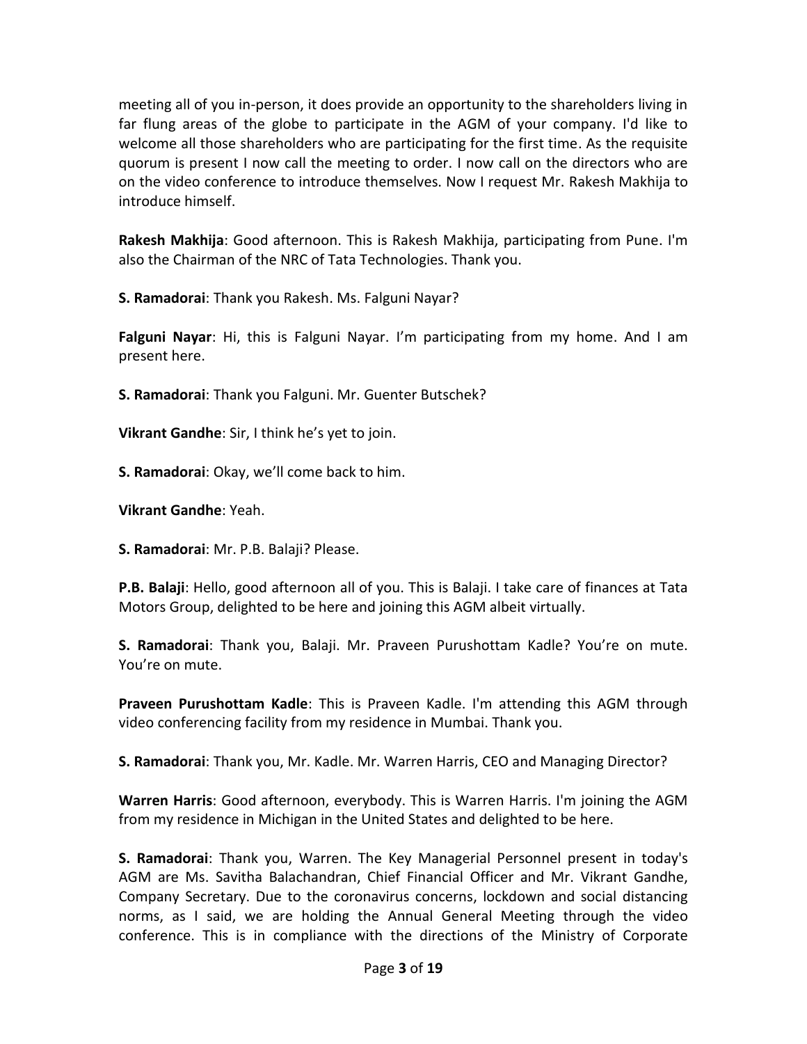meeting all of you in-person, it does provide an opportunity to the shareholders living in far flung areas of the globe to participate in the AGM of your company. I'd like to welcome all those shareholders who are participating for the first time. As the requisite quorum is present I now call the meeting to order. I now call on the directors who are on the video conference to introduce themselves. Now I request Mr. Rakesh Makhija to introduce himself.

**Rakesh Makhija**: Good afternoon. This is Rakesh Makhija, participating from Pune. I'm also the Chairman of the NRC of Tata Technologies. Thank you.

**S. Ramadorai**: Thank you Rakesh. Ms. Falguni Nayar?

**Falguni Nayar**: Hi, this is Falguni Nayar. I'm participating from my home. And I am present here.

**S. Ramadorai**: Thank you Falguni. Mr. Guenter Butschek?

**Vikrant Gandhe**: Sir, I think he's yet to join.

**S. Ramadorai**: Okay, we'll come back to him.

**Vikrant Gandhe**: Yeah.

**S. Ramadorai**: Mr. P.B. Balaji? Please.

**P.B. Balaji**: Hello, good afternoon all of you. This is Balaji. I take care of finances at Tata Motors Group, delighted to be here and joining this AGM albeit virtually.

**S. Ramadorai**: Thank you, Balaji. Mr. Praveen Purushottam Kadle? You're on mute. You're on mute.

**Praveen Purushottam Kadle**: This is Praveen Kadle. I'm attending this AGM through video conferencing facility from my residence in Mumbai. Thank you.

**S. Ramadorai**: Thank you, Mr. Kadle. Mr. Warren Harris, CEO and Managing Director?

**Warren Harris**: Good afternoon, everybody. This is Warren Harris. I'm joining the AGM from my residence in Michigan in the United States and delighted to be here.

**S. Ramadorai**: Thank you, Warren. The Key Managerial Personnel present in today's AGM are Ms. Savitha Balachandran, Chief Financial Officer and Mr. Vikrant Gandhe, Company Secretary. Due to the coronavirus concerns, lockdown and social distancing norms, as I said, we are holding the Annual General Meeting through the video conference. This is in compliance with the directions of the Ministry of Corporate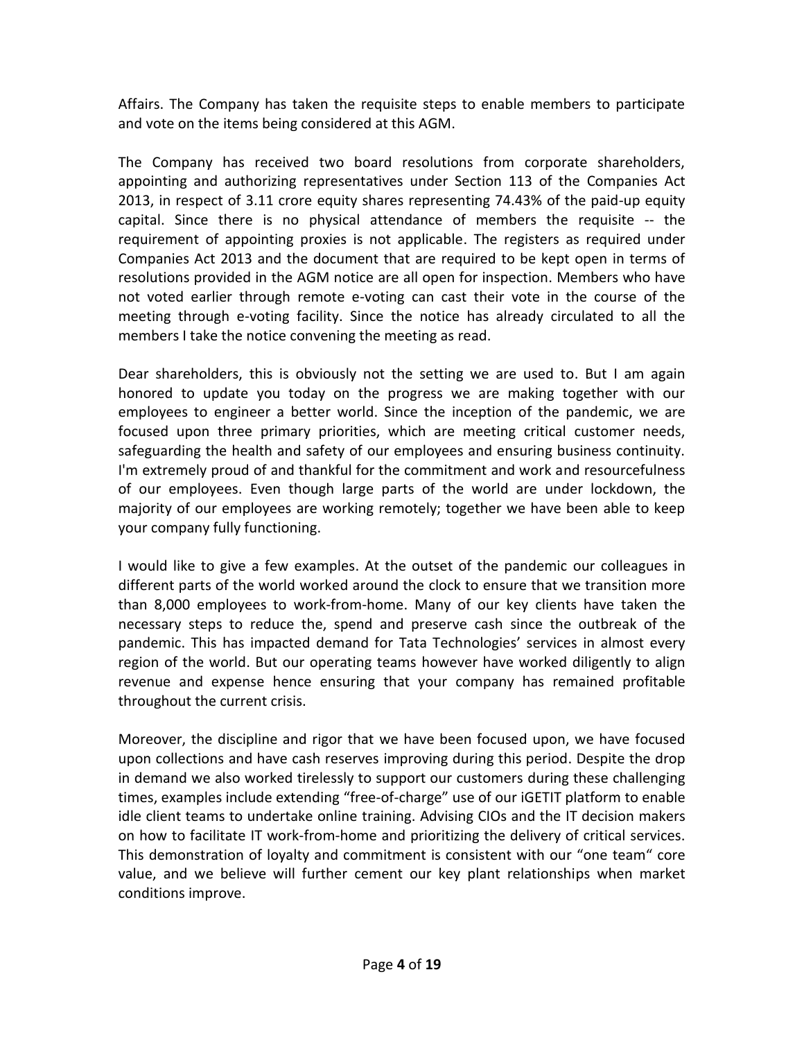Affairs. The Company has taken the requisite steps to enable members to participate and vote on the items being considered at this AGM.

The Company has received two board resolutions from corporate shareholders, appointing and authorizing representatives under Section 113 of the Companies Act 2013, in respect of 3.11 crore equity shares representing 74.43% of the paid-up equity capital. Since there is no physical attendance of members the requisite -- the requirement of appointing proxies is not applicable. The registers as required under Companies Act 2013 and the document that are required to be kept open in terms of resolutions provided in the AGM notice are all open for inspection. Members who have not voted earlier through remote e-voting can cast their vote in the course of the meeting through e-voting facility. Since the notice has already circulated to all the members I take the notice convening the meeting as read.

Dear shareholders, this is obviously not the setting we are used to. But I am again honored to update you today on the progress we are making together with our employees to engineer a better world. Since the inception of the pandemic, we are focused upon three primary priorities, which are meeting critical customer needs, safeguarding the health and safety of our employees and ensuring business continuity. I'm extremely proud of and thankful for the commitment and work and resourcefulness of our employees. Even though large parts of the world are under lockdown, the majority of our employees are working remotely; together we have been able to keep your company fully functioning.

I would like to give a few examples. At the outset of the pandemic our colleagues in different parts of the world worked around the clock to ensure that we transition more than 8,000 employees to work-from-home. Many of our key clients have taken the necessary steps to reduce the, spend and preserve cash since the outbreak of the pandemic. This has impacted demand for Tata Technologies' services in almost every region of the world. But our operating teams however have worked diligently to align revenue and expense hence ensuring that your company has remained profitable throughout the current crisis.

Moreover, the discipline and rigor that we have been focused upon, we have focused upon collections and have cash reserves improving during this period. Despite the drop in demand we also worked tirelessly to support our customers during these challenging times, examples include extending "free-of-charge" use of our iGETIT platform to enable idle client teams to undertake online training. Advising CIOs and the IT decision makers on how to facilitate IT work-from-home and prioritizing the delivery of critical services. This demonstration of loyalty and commitment is consistent with our "one team" core value, and we believe will further cement our key plant relationships when market conditions improve.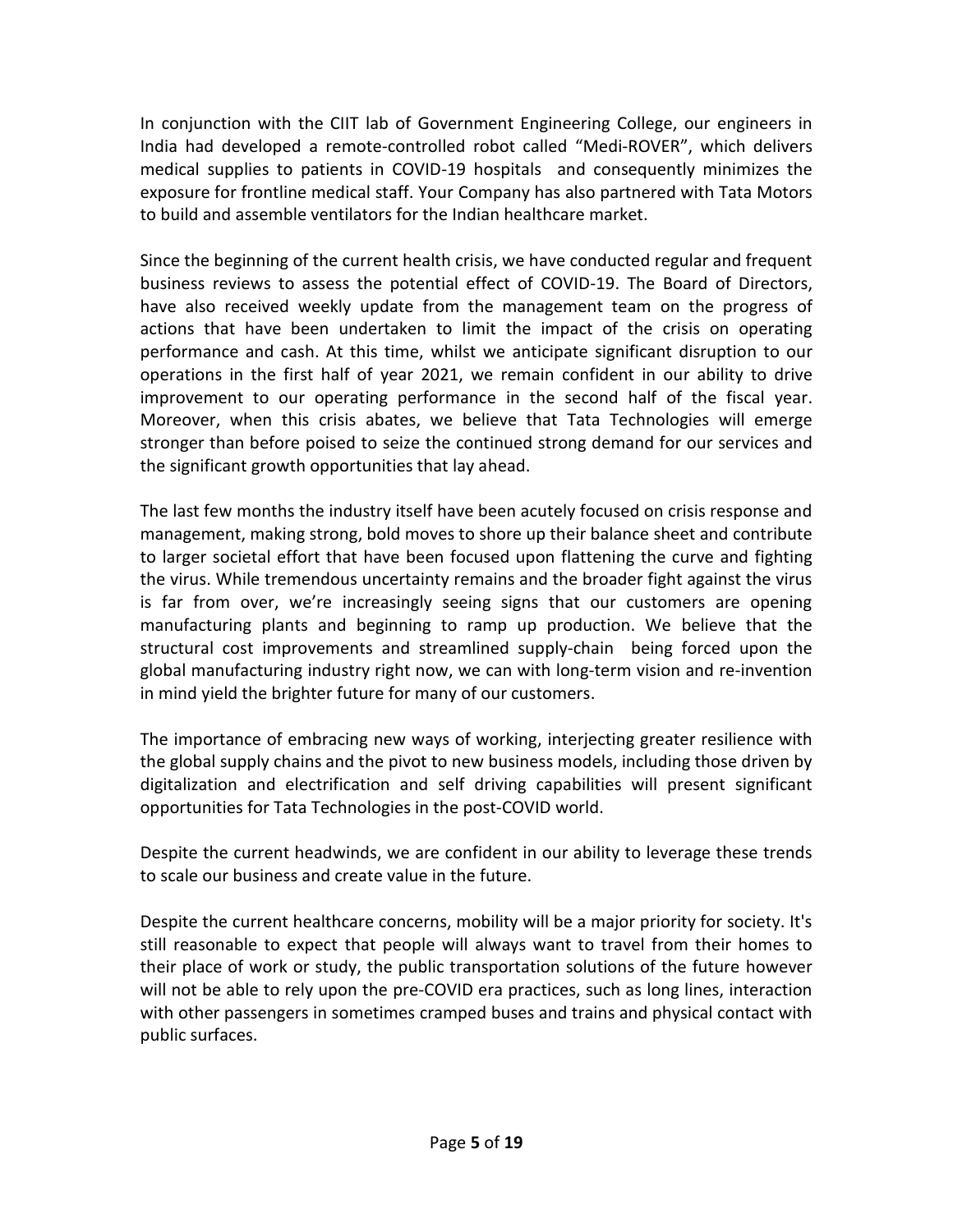In conjunction with the CIIT lab of Government Engineering College, our engineers in India had developed a remote-controlled robot called "Medi-ROVER", which delivers medical supplies to patients in COVID-19 hospitals and consequently minimizes the exposure for frontline medical staff. Your Company has also partnered with Tata Motors to build and assemble ventilators for the Indian healthcare market.

Since the beginning of the current health crisis, we have conducted regular and frequent business reviews to assess the potential effect of COVID-19. The Board of Directors, have also received weekly update from the management team on the progress of actions that have been undertaken to limit the impact of the crisis on operating performance and cash. At this time, whilst we anticipate significant disruption to our operations in the first half of year 2021, we remain confident in our ability to drive improvement to our operating performance in the second half of the fiscal year. Moreover, when this crisis abates, we believe that Tata Technologies will emerge stronger than before poised to seize the continued strong demand for our services and the significant growth opportunities that lay ahead.

The last few months the industry itself have been acutely focused on crisis response and management, making strong, bold moves to shore up their balance sheet and contribute to larger societal effort that have been focused upon flattening the curve and fighting the virus. While tremendous uncertainty remains and the broader fight against the virus is far from over, we're increasingly seeing signs that our customers are opening manufacturing plants and beginning to ramp up production. We believe that the structural cost improvements and streamlined supply-chain being forced upon the global manufacturing industry right now, we can with long-term vision and re-invention in mind yield the brighter future for many of our customers.

The importance of embracing new ways of working, interjecting greater resilience with the global supply chains and the pivot to new business models, including those driven by digitalization and electrification and self driving capabilities will present significant opportunities for Tata Technologies in the post-COVID world.

Despite the current headwinds, we are confident in our ability to leverage these trends to scale our business and create value in the future.

Despite the current healthcare concerns, mobility will be a major priority for society. It's still reasonable to expect that people will always want to travel from their homes to their place of work or study, the public transportation solutions of the future however will not be able to rely upon the pre-COVID era practices, such as long lines, interaction with other passengers in sometimes cramped buses and trains and physical contact with public surfaces.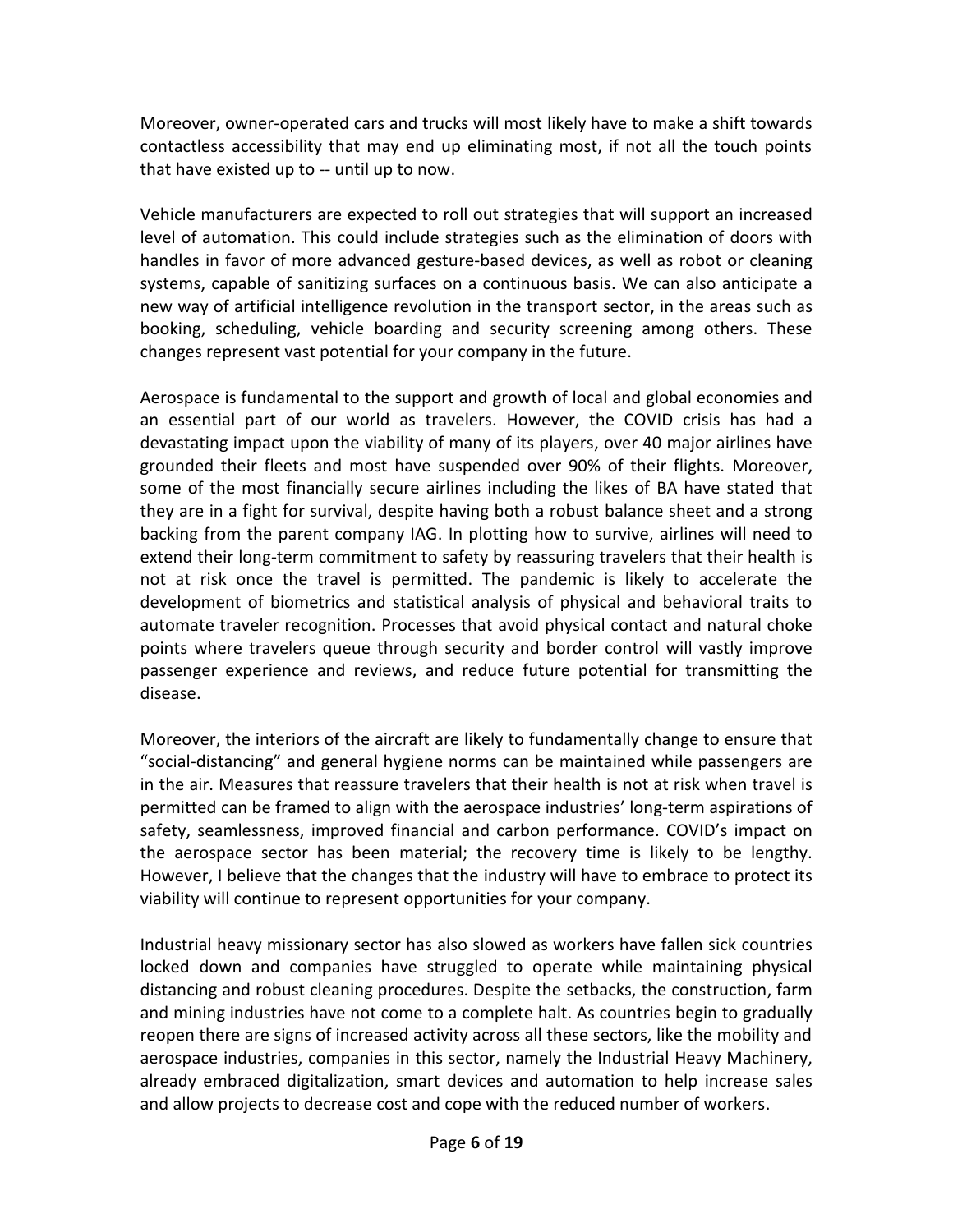Moreover, owner-operated cars and trucks will most likely have to make a shift towards contactless accessibility that may end up eliminating most, if not all the touch points that have existed up to -- until up to now.

Vehicle manufacturers are expected to roll out strategies that will support an increased level of automation. This could include strategies such as the elimination of doors with handles in favor of more advanced gesture-based devices, as well as robot or cleaning systems, capable of sanitizing surfaces on a continuous basis. We can also anticipate a new way of artificial intelligence revolution in the transport sector, in the areas such as booking, scheduling, vehicle boarding and security screening among others. These changes represent vast potential for your company in the future.

Aerospace is fundamental to the support and growth of local and global economies and an essential part of our world as travelers. However, the COVID crisis has had a devastating impact upon the viability of many of its players, over 40 major airlines have grounded their fleets and most have suspended over 90% of their flights. Moreover, some of the most financially secure airlines including the likes of BA have stated that they are in a fight for survival, despite having both a robust balance sheet and a strong backing from the parent company IAG. In plotting how to survive, airlines will need to extend their long-term commitment to safety by reassuring travelers that their health is not at risk once the travel is permitted. The pandemic is likely to accelerate the development of biometrics and statistical analysis of physical and behavioral traits to automate traveler recognition. Processes that avoid physical contact and natural choke points where travelers queue through security and border control will vastly improve passenger experience and reviews, and reduce future potential for transmitting the disease.

Moreover, the interiors of the aircraft are likely to fundamentally change to ensure that "social-distancing" and general hygiene norms can be maintained while passengers are in the air. Measures that reassure travelers that their health is not at risk when travel is permitted can be framed to align with the aerospace industries' long-term aspirations of safety, seamlessness, improved financial and carbon performance. COVID's impact on the aerospace sector has been material; the recovery time is likely to be lengthy. However, I believe that the changes that the industry will have to embrace to protect its viability will continue to represent opportunities for your company.

Industrial heavy missionary sector has also slowed as workers have fallen sick countries locked down and companies have struggled to operate while maintaining physical distancing and robust cleaning procedures. Despite the setbacks, the construction, farm and mining industries have not come to a complete halt. As countries begin to gradually reopen there are signs of increased activity across all these sectors, like the mobility and aerospace industries, companies in this sector, namely the Industrial Heavy Machinery, already embraced digitalization, smart devices and automation to help increase sales and allow projects to decrease cost and cope with the reduced number of workers.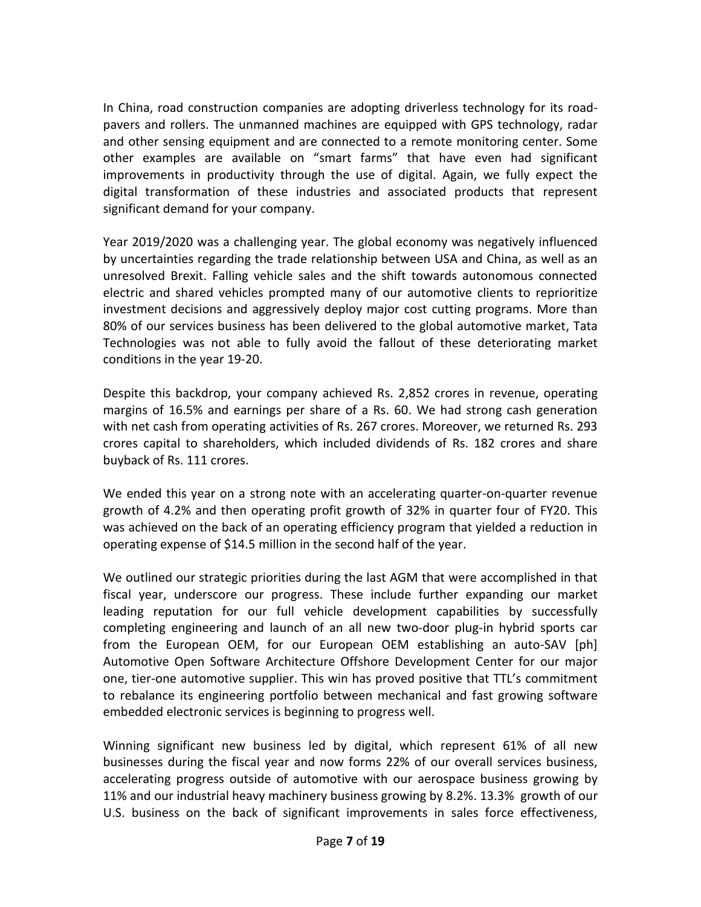In China, road construction companies are adopting driverless technology for its road-pavers and rollers. The unmanned machines are equipped with GPS technology, radar and other sensing equipment and are connected to a remote monitoring center. Some other examples are available on "smart farms" that have even had significant improvements in productivity through the use of digital. Again, we fully expect the digital transformation of these industries and associated products that represent significant demand for your company.

Year 2019/2020 was a challenging year. The global economy was negatively influenced by uncertainties regarding the trade relationship between USA and China, as well as an unresolved Brexit. Falling vehicle sales and the shift towards autonomous connected electric and shared vehicles prompted many of our automotive clients to reprioritize investment decisions and aggressively deploy major cost cutting programs. More than 80% of our services business has been delivered to the global automotive market, Tata Technologies was not able to fully avoid the fallout of these deteriorating market conditions in the year 19-20.

Despite this backdrop, your company achieved Rs. 2,852 crores in revenue, operating margins of 16.5% and earnings per share of a Rs. 60. We had strong cash generation with net cash from operating activities of Rs. 267 crores. Moreover, we returned Rs. 293 crores capital to shareholders, which included dividends of Rs. 182 crores and share buyback of Rs. 111 crores.

We ended this year on a strong note with an accelerating quarter-on-quarter revenue growth of 4.2% and then operating profit growth of 32% in quarter four of FY20. This was achieved on the back of an operating efficiency program that yielded a reduction in operating expense of $14.5 million in the second half of the year.

We outlined our strategic priorities during the last AGM that were accomplished in that fiscal year, underscore our progress. These include further expanding our market leading reputation for our full vehicle development capabilities by successfully completing engineering and launch of an all new two-door plug-in hybrid sports car from the European OEM, for our European OEM establishing an auto-SAV [ph] Automotive Open Software Architecture Offshore Development Center for our major one, tier-one automotive supplier. This win has proved positive that TTL's commitment to rebalance its engineering portfolio between mechanical and fast growing software embedded electronic services is beginning to progress well.

Winning significant new business led by digital, which represent 61% of all new businesses during the fiscal year and now forms 22% of our overall services business, accelerating progress outside of automotive with our aerospace business growing by 11% and our industrial heavy machinery business growing by 8.2%. 13.3% growth of our U.S. business on the back of significant improvements in sales force effectiveness,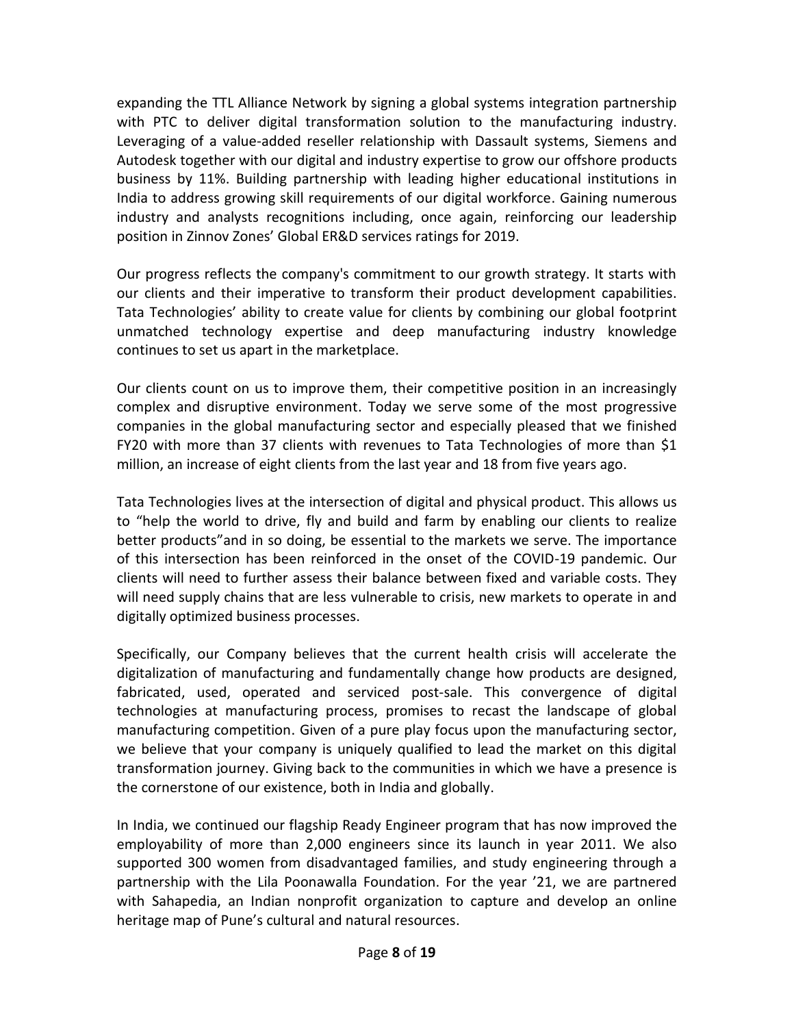expanding the TTL Alliance Network by signing a global systems integration partnership with PTC to deliver digital transformation solution to the manufacturing industry. Leveraging of a value-added reseller relationship with Dassault systems, Siemens and Autodesk together with our digital and industry expertise to grow our offshore products business by 11%. Building partnership with leading higher educational institutions in India to address growing skill requirements of our digital workforce. Gaining numerous industry and analysts recognitions including, once again, reinforcing our leadership position in Zinnov Zones' Global ER&D services ratings for 2019.

Our progress reflects the company's commitment to our growth strategy. It starts with our clients and their imperative to transform their product development capabilities. Tata Technologies' ability to create value for clients by combining our global footprint unmatched technology expertise and deep manufacturing industry knowledge continues to set us apart in the marketplace.

Our clients count on us to improve them, their competitive position in an increasingly complex and disruptive environment. Today we serve some of the most progressive companies in the global manufacturing sector and especially pleased that we finished FY20 with more than 37 clients with revenues to Tata Technologies of more than $1 million, an increase of eight clients from the last year and 18 from five years ago.

Tata Technologies lives at the intersection of digital and physical product. This allows us to "help the world to drive, fly and build and farm by enabling our clients to realize better products"and in so doing, be essential to the markets we serve. The importance of this intersection has been reinforced in the onset of the COVID-19 pandemic. Our clients will need to further assess their balance between fixed and variable costs. They will need supply chains that are less vulnerable to crisis, new markets to operate in and digitally optimized business processes.

Specifically, our Company believes that the current health crisis will accelerate the digitalization of manufacturing and fundamentally change how products are designed, fabricated, used, operated and serviced post-sale. This convergence of digital technologies at manufacturing process, promises to recast the landscape of global manufacturing competition. Given of a pure play focus upon the manufacturing sector, we believe that your company is uniquely qualified to lead the market on this digital transformation journey. Giving back to the communities in which we have a presence is the cornerstone of our existence, both in India and globally.

In India, we continued our flagship Ready Engineer program that has now improved the employability of more than 2,000 engineers since its launch in year 2011. We also supported 300 women from disadvantaged families, and study engineering through a partnership with the Lila Poonawalla Foundation. For the year '21, we are partnered with Sahapedia, an Indian nonprofit organization to capture and develop an online heritage map of Pune's cultural and natural resources.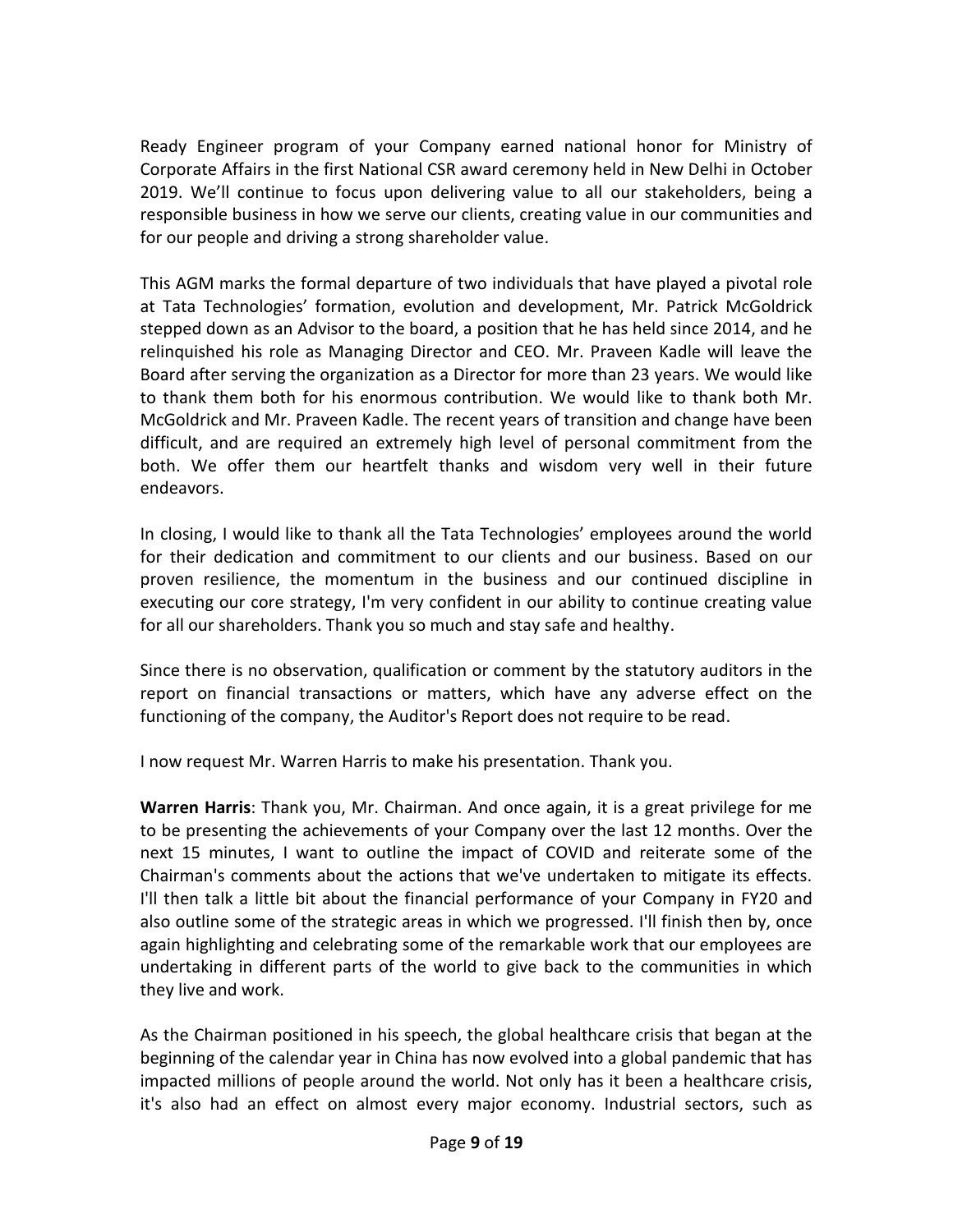Ready Engineer program of your Company earned national honor for Ministry of Corporate Affairs in the first National CSR award ceremony held in New Delhi in October 2019. We'll continue to focus upon delivering value to all our stakeholders, being a responsible business in how we serve our clients, creating value in our communities and for our people and driving a strong shareholder value.

This AGM marks the formal departure of two individuals that have played a pivotal role at Tata Technologies' formation, evolution and development, Mr. Patrick McGoldrick stepped down as an Advisor to the board, a position that he has held since 2014, and he relinquished his role as Managing Director and CEO. Mr. Praveen Kadle will leave the Board after serving the organization as a Director for more than 23 years. We would like to thank them both for his enormous contribution. We would like to thank both Mr. McGoldrick and Mr. Praveen Kadle. The recent years of transition and change have been difficult, and are required an extremely high level of personal commitment from the both. We offer them our heartfelt thanks and wisdom very well in their future endeavors.

In closing, I would like to thank all the Tata Technologies' employees around the world for their dedication and commitment to our clients and our business. Based on our proven resilience, the momentum in the business and our continued discipline in executing our core strategy, I'm very confident in our ability to continue creating value for all our shareholders. Thank you so much and stay safe and healthy.

Since there is no observation, qualification or comment by the statutory auditors in the report on financial transactions or matters, which have any adverse effect on the functioning of the company, the Auditor's Report does not require to be read.

I now request Mr. Warren Harris to make his presentation. Thank you.

**Warren Harris**: Thank you, Mr. Chairman. And once again, it is a great privilege for me to be presenting the achievements of your Company over the last 12 months. Over the next 15 minutes, I want to outline the impact of COVID and reiterate some of the Chairman's comments about the actions that we've undertaken to mitigate its effects. I'll then talk a little bit about the financial performance of your Company in FY20 and also outline some of the strategic areas in which we progressed. I'll finish then by, once again highlighting and celebrating some of the remarkable work that our employees are undertaking in different parts of the world to give back to the communities in which they live and work.

As the Chairman positioned in his speech, the global healthcare crisis that began at the beginning of the calendar year in China has now evolved into a global pandemic that has impacted millions of people around the world. Not only has it been a healthcare crisis, it's also had an effect on almost every major economy. Industrial sectors, such as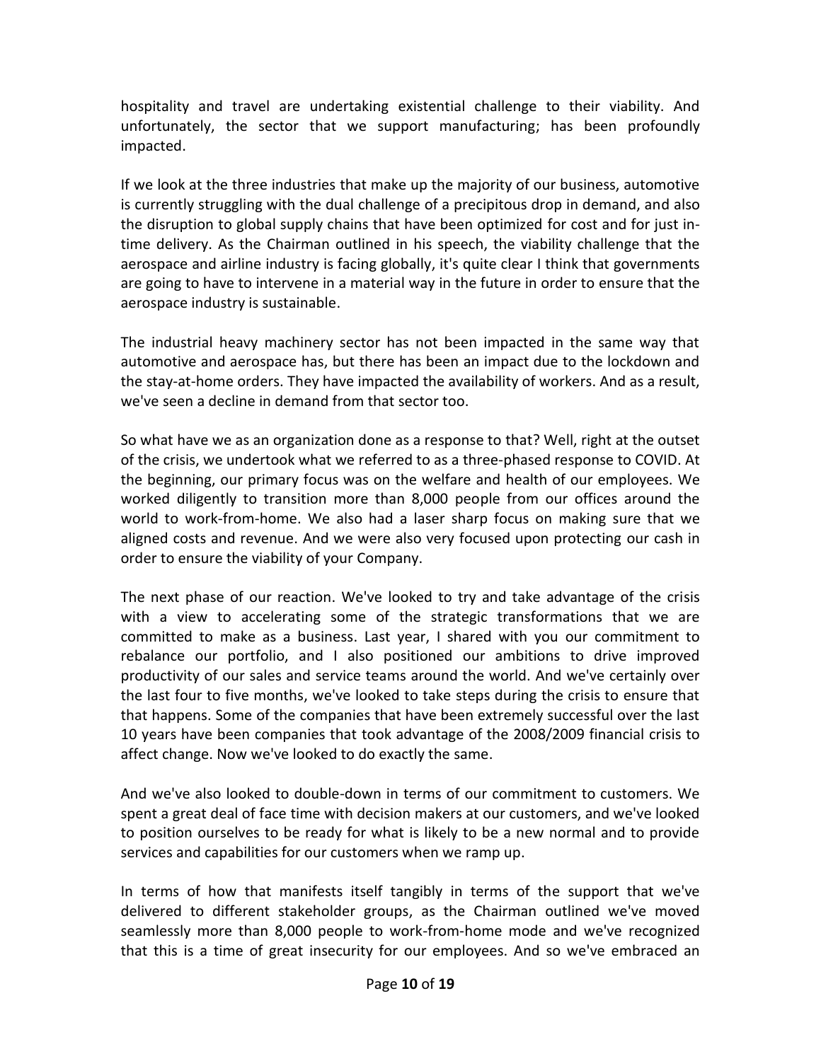hospitality and travel are undertaking existential challenge to their viability. And unfortunately, the sector that we support manufacturing; has been profoundly impacted.

If we look at the three industries that make up the majority of our business, automotive is currently struggling with the dual challenge of a precipitous drop in demand, and also the disruption to global supply chains that have been optimized for cost and for just in-time delivery. As the Chairman outlined in his speech, the viability challenge that the aerospace and airline industry is facing globally, it's quite clear I think that governments are going to have to intervene in a material way in the future in order to ensure that the aerospace industry is sustainable.

The industrial heavy machinery sector has not been impacted in the same way that automotive and aerospace has, but there has been an impact due to the lockdown and the stay-at-home orders. They have impacted the availability of workers. And as a result, we've seen a decline in demand from that sector too.

So what have we as an organization done as a response to that? Well, right at the outset of the crisis, we undertook what we referred to as a three-phased response to COVID. At the beginning, our primary focus was on the welfare and health of our employees. We worked diligently to transition more than 8,000 people from our offices around the world to work-from-home. We also had a laser sharp focus on making sure that we aligned costs and revenue. And we were also very focused upon protecting our cash in order to ensure the viability of your Company.

The next phase of our reaction. We've looked to try and take advantage of the crisis with a view to accelerating some of the strategic transformations that we are committed to make as a business. Last year, I shared with you our commitment to rebalance our portfolio, and I also positioned our ambitions to drive improved productivity of our sales and service teams around the world. And we've certainly over the last four to five months, we've looked to take steps during the crisis to ensure that that happens. Some of the companies that have been extremely successful over the last 10 years have been companies that took advantage of the 2008/2009 financial crisis to affect change. Now we've looked to do exactly the same.

And we've also looked to double-down in terms of our commitment to customers. We spent a great deal of face time with decision makers at our customers, and we've looked to position ourselves to be ready for what is likely to be a new normal and to provide services and capabilities for our customers when we ramp up.

In terms of how that manifests itself tangibly in terms of the support that we've delivered to different stakeholder groups, as the Chairman outlined we've moved seamlessly more than 8,000 people to work-from-home mode and we've recognized that this is a time of great insecurity for our employees. And so we've embraced an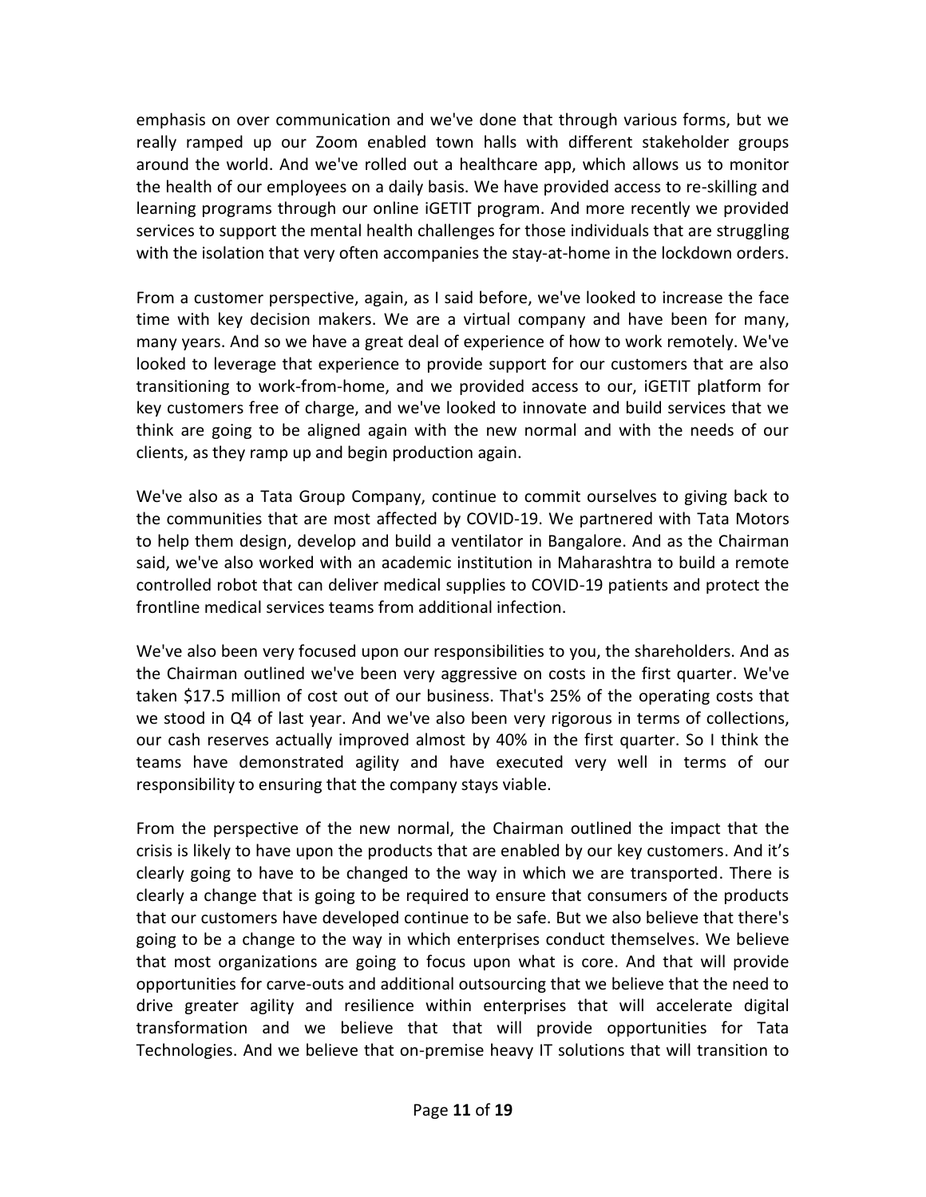emphasis on over communication and we've done that through various forms, but we really ramped up our Zoom enabled town halls with different stakeholder groups around the world. And we've rolled out a healthcare app, which allows us to monitor the health of our employees on a daily basis. We have provided access to re-skilling and learning programs through our online iGETIT program. And more recently we provided services to support the mental health challenges for those individuals that are struggling with the isolation that very often accompanies the stay-at-home in the lockdown orders.

From a customer perspective, again, as I said before, we've looked to increase the face time with key decision makers. We are a virtual company and have been for many, many years. And so we have a great deal of experience of how to work remotely. We've looked to leverage that experience to provide support for our customers that are also transitioning to work-from-home, and we provided access to our, iGETIT platform for key customers free of charge, and we've looked to innovate and build services that we think are going to be aligned again with the new normal and with the needs of our clients, as they ramp up and begin production again.

We've also as a Tata Group Company, continue to commit ourselves to giving back to the communities that are most affected by COVID-19. We partnered with Tata Motors to help them design, develop and build a ventilator in Bangalore. And as the Chairman said, we've also worked with an academic institution in Maharashtra to build a remote controlled robot that can deliver medical supplies to COVID-19 patients and protect the frontline medical services teams from additional infection.

We've also been very focused upon our responsibilities to you, the shareholders. And as the Chairman outlined we've been very aggressive on costs in the first quarter. We've taken $17.5 million of cost out of our business. That's 25% of the operating costs that we stood in Q4 of last year. And we've also been very rigorous in terms of collections, our cash reserves actually improved almost by 40% in the first quarter. So I think the teams have demonstrated agility and have executed very well in terms of our responsibility to ensuring that the company stays viable.

From the perspective of the new normal, the Chairman outlined the impact that the crisis is likely to have upon the products that are enabled by our key customers. And it's clearly going to have to be changed to the way in which we are transported. There is clearly a change that is going to be required to ensure that consumers of the products that our customers have developed continue to be safe. But we also believe that there's going to be a change to the way in which enterprises conduct themselves. We believe that most organizations are going to focus upon what is core. And that will provide opportunities for carve-outs and additional outsourcing that we believe that the need to drive greater agility and resilience within enterprises that will accelerate digital transformation and we believe that that will provide opportunities for Tata Technologies. And we believe that on-premise heavy IT solutions that will transition to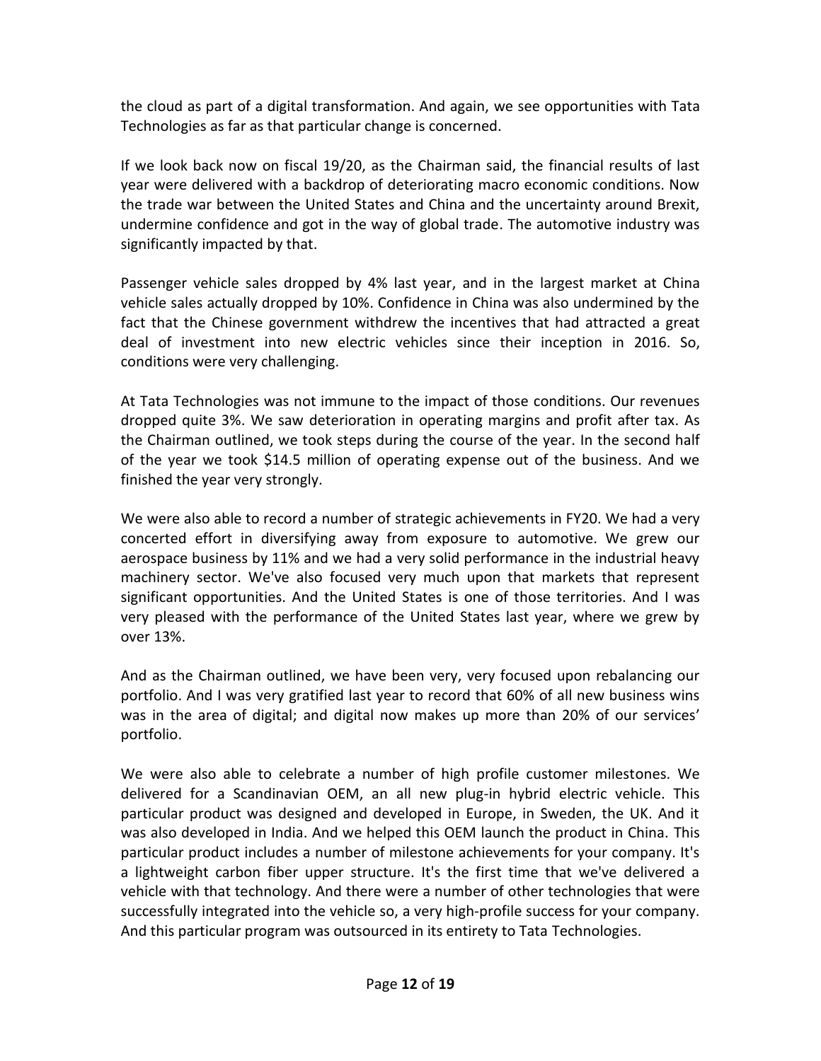the cloud as part of a digital transformation. And again, we see opportunities with Tata Technologies as far as that particular change is concerned.

If we look back now on fiscal 19/20, as the Chairman said, the financial results of last year were delivered with a backdrop of deteriorating macro economic conditions. Now the trade war between the United States and China and the uncertainty around Brexit, undermine confidence and got in the way of global trade. The automotive industry was significantly impacted by that.

Passenger vehicle sales dropped by 4% last year, and in the largest market at China vehicle sales actually dropped by 10%. Confidence in China was also undermined by the fact that the Chinese government withdrew the incentives that had attracted a great deal of investment into new electric vehicles since their inception in 2016. So, conditions were very challenging.

At Tata Technologies was not immune to the impact of those conditions. Our revenues dropped quite 3%. We saw deterioration in operating margins and profit after tax. As the Chairman outlined, we took steps during the course of the year. In the second half of the year we took $14.5 million of operating expense out of the business. And we finished the year very strongly.

We were also able to record a number of strategic achievements in FY20. We had a very concerted effort in diversifying away from exposure to automotive. We grew our aerospace business by 11% and we had a very solid performance in the industrial heavy machinery sector. We've also focused very much upon that markets that represent significant opportunities. And the United States is one of those territories. And I was very pleased with the performance of the United States last year, where we grew by over 13%.

And as the Chairman outlined, we have been very, very focused upon rebalancing our portfolio. And I was very gratified last year to record that 60% of all new business wins was in the area of digital; and digital now makes up more than 20% of our services' portfolio.

We were also able to celebrate a number of high profile customer milestones. We delivered for a Scandinavian OEM, an all new plug-in hybrid electric vehicle. This particular product was designed and developed in Europe, in Sweden, the UK. And it was also developed in India. And we helped this OEM launch the product in China. This particular product includes a number of milestone achievements for your company. It's a lightweight carbon fiber upper structure. It's the first time that we've delivered a vehicle with that technology. And there were a number of other technologies that were successfully integrated into the vehicle so, a very high-profile success for your company. And this particular program was outsourced in its entirety to Tata Technologies.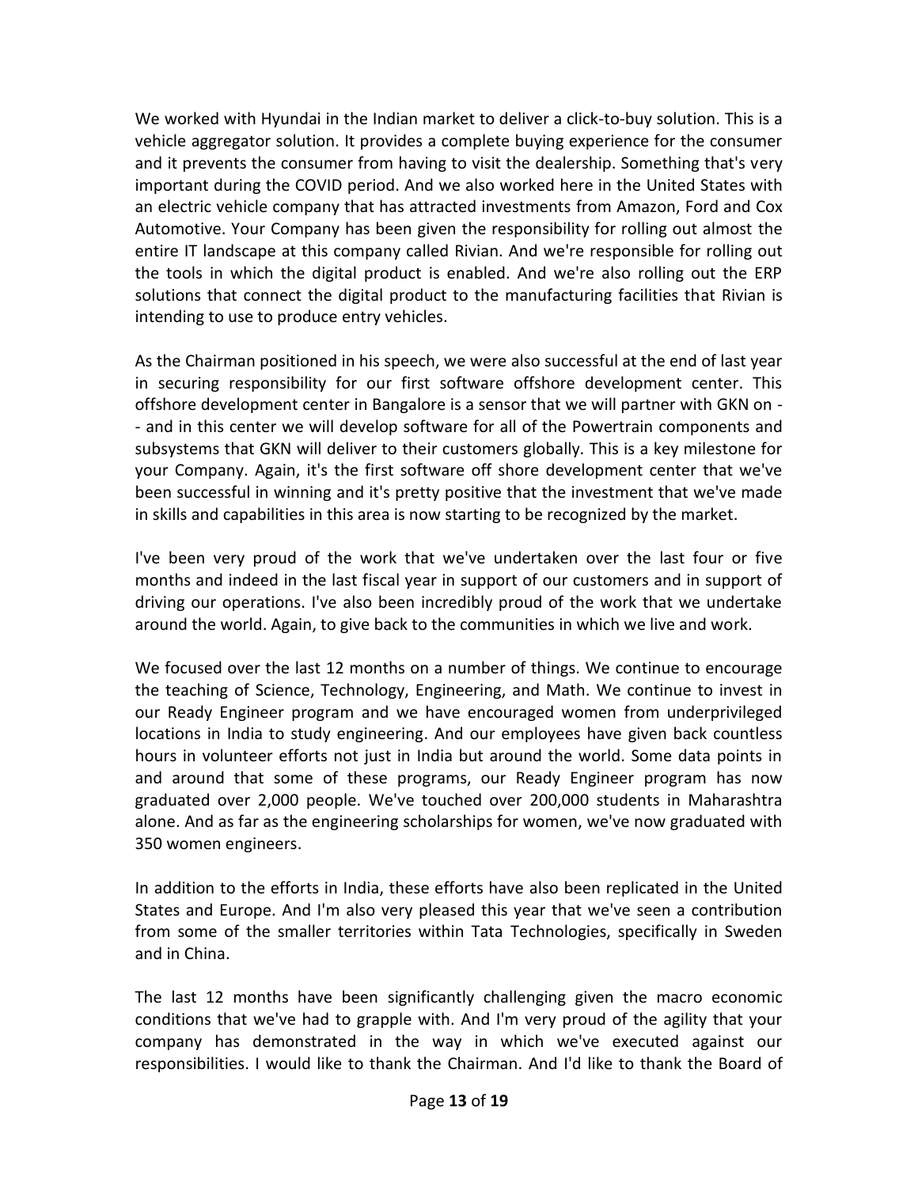We worked with Hyundai in the Indian market to deliver a click-to-buy solution. This is a vehicle aggregator solution. It provides a complete buying experience for the consumer and it prevents the consumer from having to visit the dealership. Something that's very important during the COVID period. And we also worked here in the United States with an electric vehicle company that has attracted investments from Amazon, Ford and Cox Automotive. Your Company has been given the responsibility for rolling out almost the entire IT landscape at this company called Rivian. And we're responsible for rolling out the tools in which the digital product is enabled. And we're also rolling out the ERP solutions that connect the digital product to the manufacturing facilities that Rivian is intending to use to produce entry vehicles.

As the Chairman positioned in his speech, we were also successful at the end of last year in securing responsibility for our first software offshore development center. This offshore development center in Bangalore is a sensor that we will partner with GKN on -- and in this center we will develop software for all of the Powertrain components and subsystems that GKN will deliver to their customers globally. This is a key milestone for your Company. Again, it's the first software off shore development center that we've been successful in winning and it's pretty positive that the investment that we've made in skills and capabilities in this area is now starting to be recognized by the market.

I've been very proud of the work that we've undertaken over the last four or five months and indeed in the last fiscal year in support of our customers and in support of driving our operations. I've also been incredibly proud of the work that we undertake around the world. Again, to give back to the communities in which we live and work.

We focused over the last 12 months on a number of things. We continue to encourage the teaching of Science, Technology, Engineering, and Math. We continue to invest in our Ready Engineer program and we have encouraged women from underprivileged locations in India to study engineering. And our employees have given back countless hours in volunteer efforts not just in India but around the world. Some data points in and around that some of these programs, our Ready Engineer program has now graduated over 2,000 people. We've touched over 200,000 students in Maharashtra alone. And as far as the engineering scholarships for women, we've now graduated with 350 women engineers.

In addition to the efforts in India, these efforts have also been replicated in the United States and Europe. And I'm also very pleased this year that we've seen a contribution from some of the smaller territories within Tata Technologies, specifically in Sweden and in China.

The last 12 months have been significantly challenging given the macro economic conditions that we've had to grapple with. And I'm very proud of the agility that your company has demonstrated in the way in which we've executed against our responsibilities. I would like to thank the Chairman. And I'd like to thank the Board of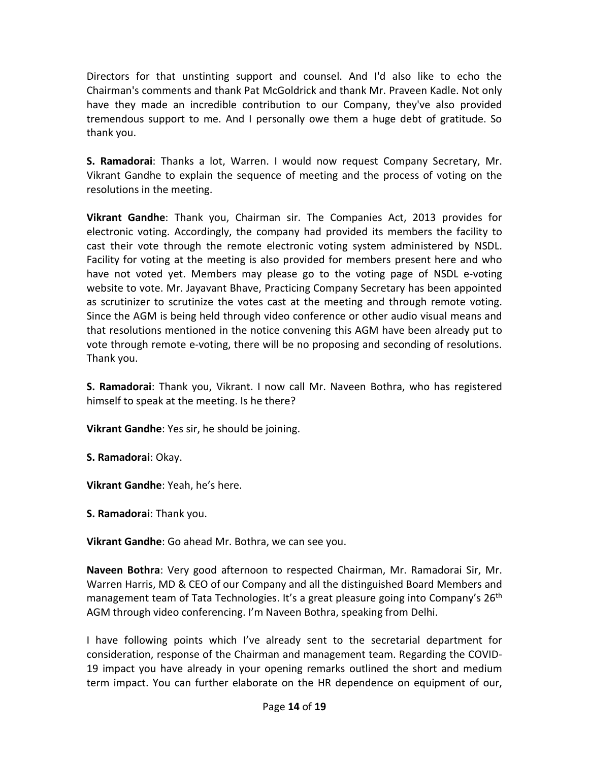Directors for that unstinting support and counsel. And I'd also like to echo the Chairman's comments and thank Pat McGoldrick and thank Mr. Praveen Kadle. Not only have they made an incredible contribution to our Company, they've also provided tremendous support to me. And I personally owe them a huge debt of gratitude. So thank you.

**S. Ramadorai**: Thanks a lot, Warren. I would now request Company Secretary, Mr. Vikrant Gandhe to explain the sequence of meeting and the process of voting on the resolutions in the meeting.

**Vikrant Gandhe**: Thank you, Chairman sir. The Companies Act, 2013 provides for electronic voting. Accordingly, the company had provided its members the facility to cast their vote through the remote electronic voting system administered by NSDL. Facility for voting at the meeting is also provided for members present here and who have not voted yet. Members may please go to the voting page of NSDL e-voting website to vote. Mr. Jayavant Bhave, Practicing Company Secretary has been appointed as scrutinizer to scrutinize the votes cast at the meeting and through remote voting. Since the AGM is being held through video conference or other audio visual means and that resolutions mentioned in the notice convening this AGM have been already put to vote through remote e-voting, there will be no proposing and seconding of resolutions. Thank you.

**S. Ramadorai**: Thank you, Vikrant. I now call Mr. Naveen Bothra, who has registered himself to speak at the meeting. Is he there?

**Vikrant Gandhe**: Yes sir, he should be joining.

**S. Ramadorai**: Okay.

**Vikrant Gandhe**: Yeah, he's here.

**S. Ramadorai**: Thank you.

**Vikrant Gandhe**: Go ahead Mr. Bothra, we can see you.

**Naveen Bothra**: Very good afternoon to respected Chairman, Mr. Ramadorai Sir, Mr. Warren Harris, MD & CEO of our Company and all the distinguished Board Members and management team of Tata Technologies. It's a great pleasure going into Company's 26th AGM through video conferencing. I'm Naveen Bothra, speaking from Delhi.

I have following points which I've already sent to the secretarial department for consideration, response of the Chairman and management team. Regarding the COVID-19 impact you have already in your opening remarks outlined the short and medium term impact. You can further elaborate on the HR dependence on equipment of our,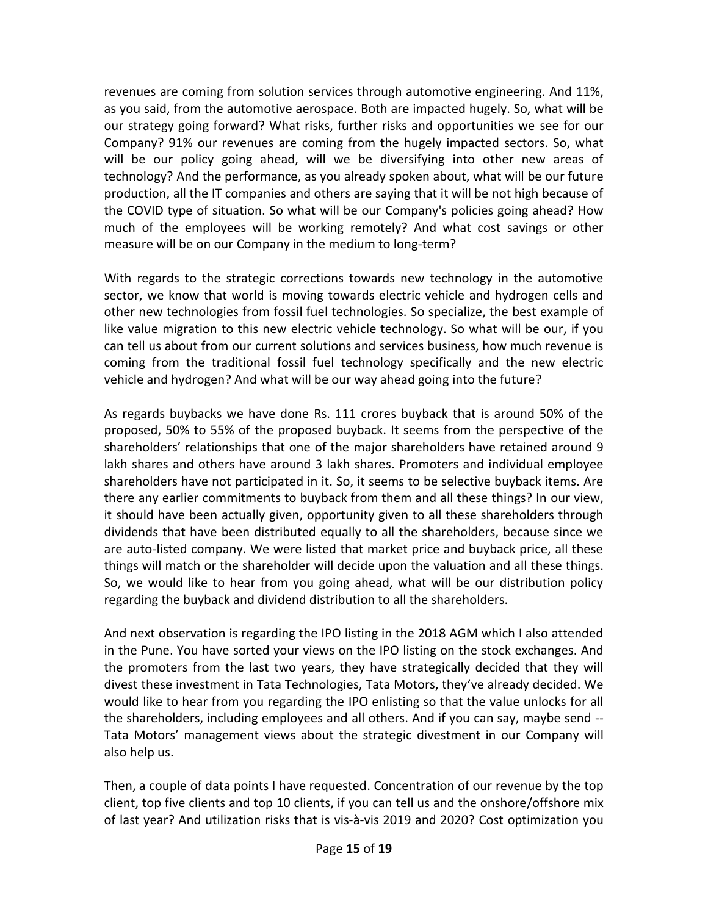revenues are coming from solution services through automotive engineering. And 11%, as you said, from the automotive aerospace. Both are impacted hugely. So, what will be our strategy going forward? What risks, further risks and opportunities we see for our Company? 91% our revenues are coming from the hugely impacted sectors. So, what will be our policy going ahead, will we be diversifying into other new areas of technology? And the performance, as you already spoken about, what will be our future production, all the IT companies and others are saying that it will be not high because of the COVID type of situation. So what will be our Company's policies going ahead? How much of the employees will be working remotely? And what cost savings or other measure will be on our Company in the medium to long-term?

With regards to the strategic corrections towards new technology in the automotive sector, we know that world is moving towards electric vehicle and hydrogen cells and other new technologies from fossil fuel technologies. So specialize, the best example of like value migration to this new electric vehicle technology. So what will be our, if you can tell us about from our current solutions and services business, how much revenue is coming from the traditional fossil fuel technology specifically and the new electric vehicle and hydrogen? And what will be our way ahead going into the future?

As regards buybacks we have done Rs. 111 crores buyback that is around 50% of the proposed, 50% to 55% of the proposed buyback. It seems from the perspective of the shareholders' relationships that one of the major shareholders have retained around 9 lakh shares and others have around 3 lakh shares. Promoters and individual employee shareholders have not participated in it. So, it seems to be selective buyback items. Are there any earlier commitments to buyback from them and all these things? In our view, it should have been actually given, opportunity given to all these shareholders through dividends that have been distributed equally to all the shareholders, because since we are auto-listed company. We were listed that market price and buyback price, all these things will match or the shareholder will decide upon the valuation and all these things. So, we would like to hear from you going ahead, what will be our distribution policy regarding the buyback and dividend distribution to all the shareholders.

And next observation is regarding the IPO listing in the 2018 AGM which I also attended in the Pune. You have sorted your views on the IPO listing on the stock exchanges. And the promoters from the last two years, they have strategically decided that they will divest these investment in Tata Technologies, Tata Motors, they've already decided. We would like to hear from you regarding the IPO enlisting so that the value unlocks for all the shareholders, including employees and all others. And if you can say, maybe send -- Tata Motors' management views about the strategic divestment in our Company will also help us.

Then, a couple of data points I have requested. Concentration of our revenue by the top client, top five clients and top 10 clients, if you can tell us and the onshore/offshore mix of last year? And utilization risks that is vis-à-vis 2019 and 2020? Cost optimization you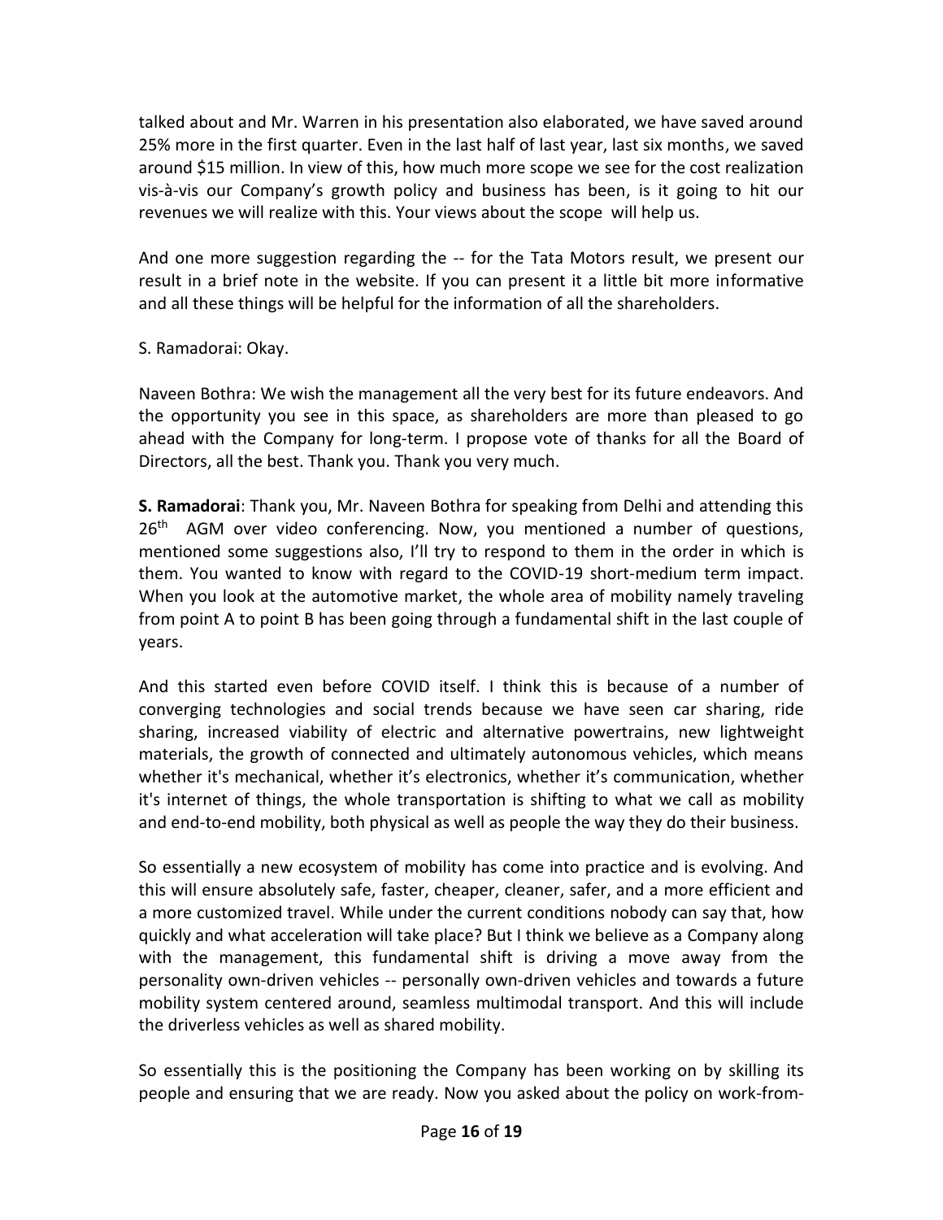talked about and Mr. Warren in his presentation also elaborated, we have saved around 25% more in the first quarter. Even in the last half of last year, last six months, we saved around $15 million. In view of this, how much more scope we see for the cost realization vis-à-vis our Company's growth policy and business has been, is it going to hit our revenues we will realize with this. Your views about the scope will help us.

And one more suggestion regarding the -- for the Tata Motors result, we present our result in a brief note in the website. If you can present it a little bit more informative and all these things will be helpful for the information of all the shareholders.

S. Ramadorai: Okay.

Naveen Bothra: We wish the management all the very best for its future endeavors. And the opportunity you see in this space, as shareholders are more than pleased to go ahead with the Company for long-term. I propose vote of thanks for all the Board of Directors, all the best. Thank you. Thank you very much.

**S. Ramadorai**: Thank you, Mr. Naveen Bothra for speaking from Delhi and attending this 26th AGM over video conferencing. Now, you mentioned a number of questions, mentioned some suggestions also, I'll try to respond to them in the order in which is them. You wanted to know with regard to the COVID-19 short-medium term impact. When you look at the automotive market, the whole area of mobility namely traveling from point A to point B has been going through a fundamental shift in the last couple of years.

And this started even before COVID itself. I think this is because of a number of converging technologies and social trends because we have seen car sharing, ride sharing, increased viability of electric and alternative powertrains, new lightweight materials, the growth of connected and ultimately autonomous vehicles, which means whether it's mechanical, whether it's electronics, whether it's communication, whether it's internet of things, the whole transportation is shifting to what we call as mobility and end-to-end mobility, both physical as well as people the way they do their business.

So essentially a new ecosystem of mobility has come into practice and is evolving. And this will ensure absolutely safe, faster, cheaper, cleaner, safer, and a more efficient and a more customized travel. While under the current conditions nobody can say that, how quickly and what acceleration will take place? But I think we believe as a Company along with the management, this fundamental shift is driving a move away from the personality own-driven vehicles -- personally own-driven vehicles and towards a future mobility system centered around, seamless multimodal transport. And this will include the driverless vehicles as well as shared mobility.

So essentially this is the positioning the Company has been working on by skilling its people and ensuring that we are ready. Now you asked about the policy on work-from-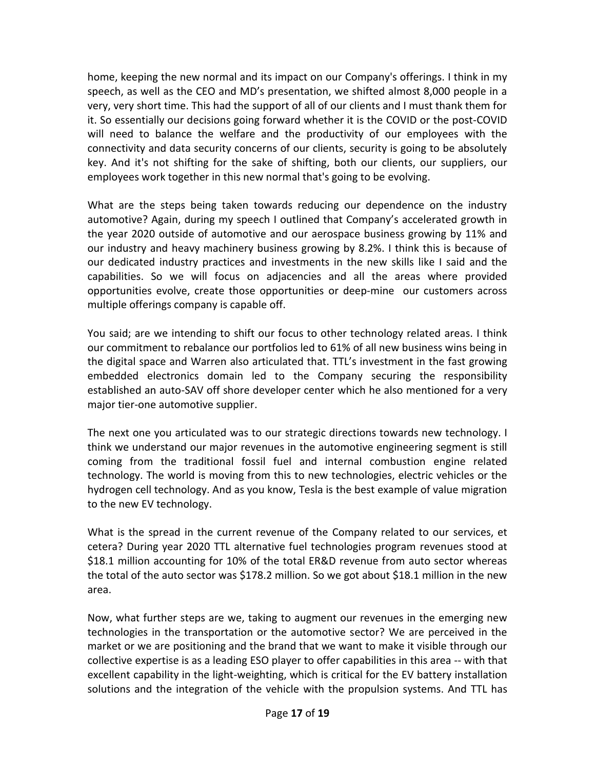home, keeping the new normal and its impact on our Company's offerings. I think in my speech, as well as the CEO and MD's presentation, we shifted almost 8,000 people in a very, very short time. This had the support of all of our clients and I must thank them for it. So essentially our decisions going forward whether it is the COVID or the post-COVID will need to balance the welfare and the productivity of our employees with the connectivity and data security concerns of our clients, security is going to be absolutely key. And it's not shifting for the sake of shifting, both our clients, our suppliers, our employees work together in this new normal that's going to be evolving.

What are the steps being taken towards reducing our dependence on the industry automotive? Again, during my speech I outlined that Company's accelerated growth in the year 2020 outside of automotive and our aerospace business growing by 11% and our industry and heavy machinery business growing by 8.2%. I think this is because of our dedicated industry practices and investments in the new skills like I said and the capabilities. So we will focus on adjacencies and all the areas where provided opportunities evolve, create those opportunities or deep-mine our customers across multiple offerings company is capable off.

You said; are we intending to shift our focus to other technology related areas. I think our commitment to rebalance our portfolios led to 61% of all new business wins being in the digital space and Warren also articulated that. TTL's investment in the fast growing embedded electronics domain led to the Company securing the responsibility established an auto-SAV off shore developer center which he also mentioned for a very major tier-one automotive supplier.

The next one you articulated was to our strategic directions towards new technology. I think we understand our major revenues in the automotive engineering segment is still coming from the traditional fossil fuel and internal combustion engine related technology. The world is moving from this to new technologies, electric vehicles or the hydrogen cell technology. And as you know, Tesla is the best example of value migration to the new EV technology.

What is the spread in the current revenue of the Company related to our services, et cetera? During year 2020 TTL alternative fuel technologies program revenues stood at $18.1 million accounting for 10% of the total ER&D revenue from auto sector whereas the total of the auto sector was $178.2 million. So we got about $18.1 million in the new area.

Now, what further steps are we, taking to augment our revenues in the emerging new technologies in the transportation or the automotive sector? We are perceived in the market or we are positioning and the brand that we want to make it visible through our collective expertise is as a leading ESO player to offer capabilities in this area -- with that excellent capability in the light-weighting, which is critical for the EV battery installation solutions and the integration of the vehicle with the propulsion systems. And TTL has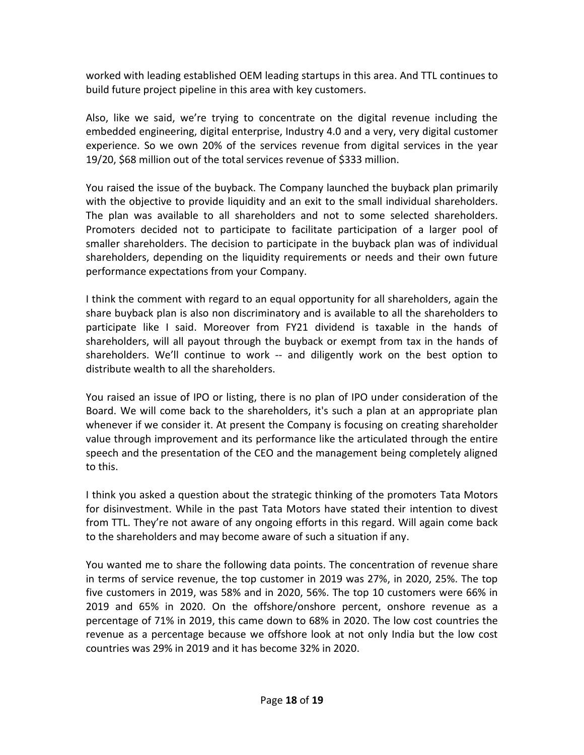worked with leading established OEM leading startups in this area. And TTL continues to build future project pipeline in this area with key customers.

Also, like we said, we're trying to concentrate on the digital revenue including the embedded engineering, digital enterprise, Industry 4.0 and a very, very digital customer experience. So we own 20% of the services revenue from digital services in the year 19/20, $68 million out of the total services revenue of $333 million.

You raised the issue of the buyback. The Company launched the buyback plan primarily with the objective to provide liquidity and an exit to the small individual shareholders. The plan was available to all shareholders and not to some selected shareholders. Promoters decided not to participate to facilitate participation of a larger pool of smaller shareholders. The decision to participate in the buyback plan was of individual shareholders, depending on the liquidity requirements or needs and their own future performance expectations from your Company.

I think the comment with regard to an equal opportunity for all shareholders, again the share buyback plan is also non discriminatory and is available to all the shareholders to participate like I said. Moreover from FY21 dividend is taxable in the hands of shareholders, will all payout through the buyback or exempt from tax in the hands of shareholders. We'll continue to work -- and diligently work on the best option to distribute wealth to all the shareholders.

You raised an issue of IPO or listing, there is no plan of IPO under consideration of the Board. We will come back to the shareholders, it's such a plan at an appropriate plan whenever if we consider it. At present the Company is focusing on creating shareholder value through improvement and its performance like the articulated through the entire speech and the presentation of the CEO and the management being completely aligned to this.

I think you asked a question about the strategic thinking of the promoters Tata Motors for disinvestment. While in the past Tata Motors have stated their intention to divest from TTL. They're not aware of any ongoing efforts in this regard. Will again come back to the shareholders and may become aware of such a situation if any.

You wanted me to share the following data points. The concentration of revenue share in terms of service revenue, the top customer in 2019 was 27%, in 2020, 25%. The top five customers in 2019, was 58% and in 2020, 56%. The top 10 customers were 66% in 2019 and 65% in 2020. On the offshore/onshore percent, onshore revenue as a percentage of 71% in 2019, this came down to 68% in 2020. The low cost countries the revenue as a percentage because we offshore look at not only India but the low cost countries was 29% in 2019 and it has become 32% in 2020.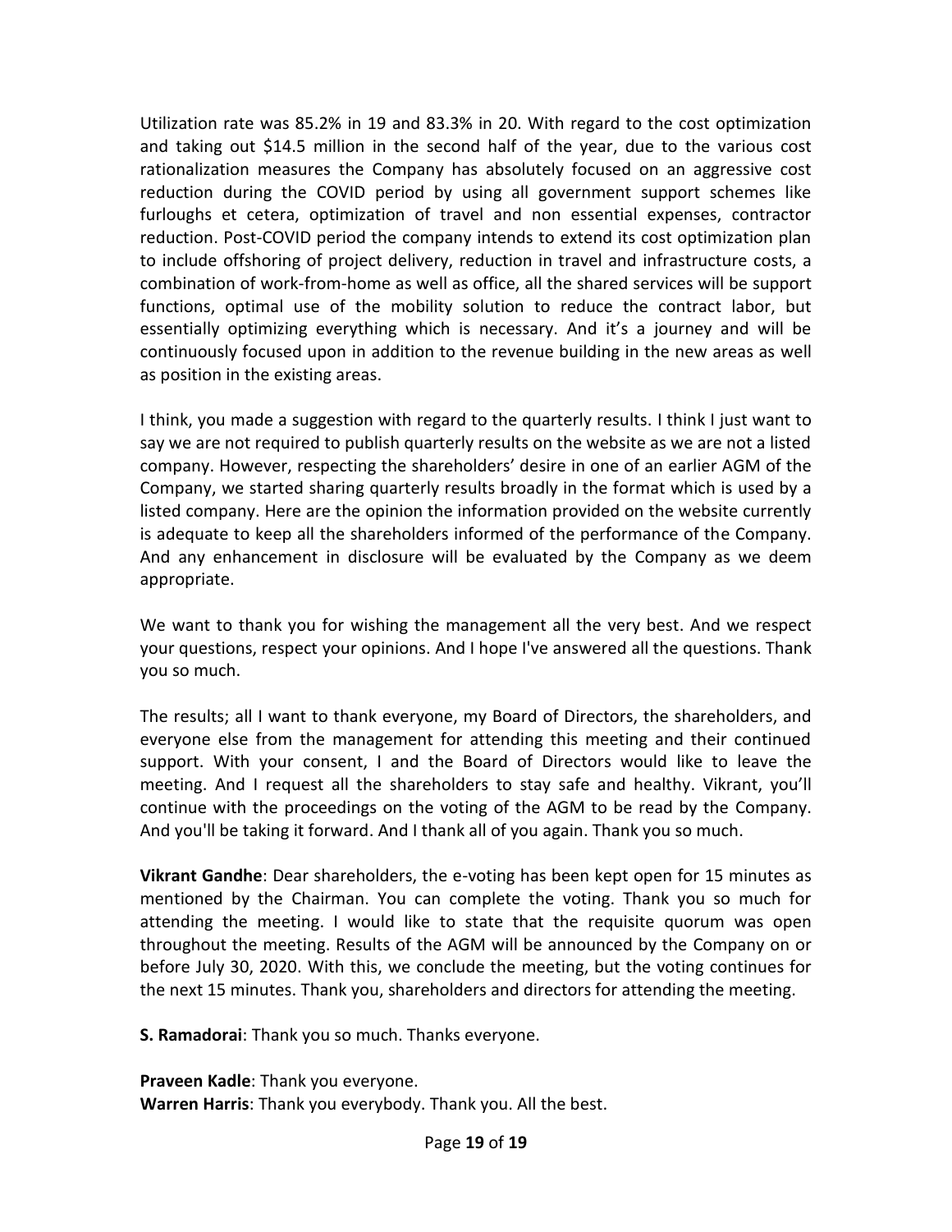Utilization rate was 85.2% in 19 and 83.3% in 20. With regard to the cost optimization and taking out $14.5 million in the second half of the year, due to the various cost rationalization measures the Company has absolutely focused on an aggressive cost reduction during the COVID period by using all government support schemes like furloughs et cetera, optimization of travel and non essential expenses, contractor reduction. Post-COVID period the company intends to extend its cost optimization plan to include offshoring of project delivery, reduction in travel and infrastructure costs, a combination of work-from-home as well as office, all the shared services will be support functions, optimal use of the mobility solution to reduce the contract labor, but essentially optimizing everything which is necessary. And it's a journey and will be continuously focused upon in addition to the revenue building in the new areas as well as position in the existing areas.

I think, you made a suggestion with regard to the quarterly results. I think I just want to say we are not required to publish quarterly results on the website as we are not a listed company. However, respecting the shareholders' desire in one of an earlier AGM of the Company, we started sharing quarterly results broadly in the format which is used by a listed company. Here are the opinion the information provided on the website currently is adequate to keep all the shareholders informed of the performance of the Company. And any enhancement in disclosure will be evaluated by the Company as we deem appropriate.

We want to thank you for wishing the management all the very best. And we respect your questions, respect your opinions. And I hope I've answered all the questions. Thank you so much.

The results; all I want to thank everyone, my Board of Directors, the shareholders, and everyone else from the management for attending this meeting and their continued support. With your consent, I and the Board of Directors would like to leave the meeting. And I request all the shareholders to stay safe and healthy. Vikrant, you'll continue with the proceedings on the voting of the AGM to be read by the Company. And you'll be taking it forward. And I thank all of you again. Thank you so much.

**Vikrant Gandhe**: Dear shareholders, the e-voting has been kept open for 15 minutes as mentioned by the Chairman. You can complete the voting. Thank you so much for attending the meeting. I would like to state that the requisite quorum was open throughout the meeting. Results of the AGM will be announced by the Company on or before July 30, 2020. With this, we conclude the meeting, but the voting continues for the next 15 minutes. Thank you, shareholders and directors for attending the meeting.

**S. Ramadorai**: Thank you so much. Thanks everyone.

**Praveen Kadle**: Thank you everyone.

**Warren Harris**: Thank you everybody. Thank you. All the best.